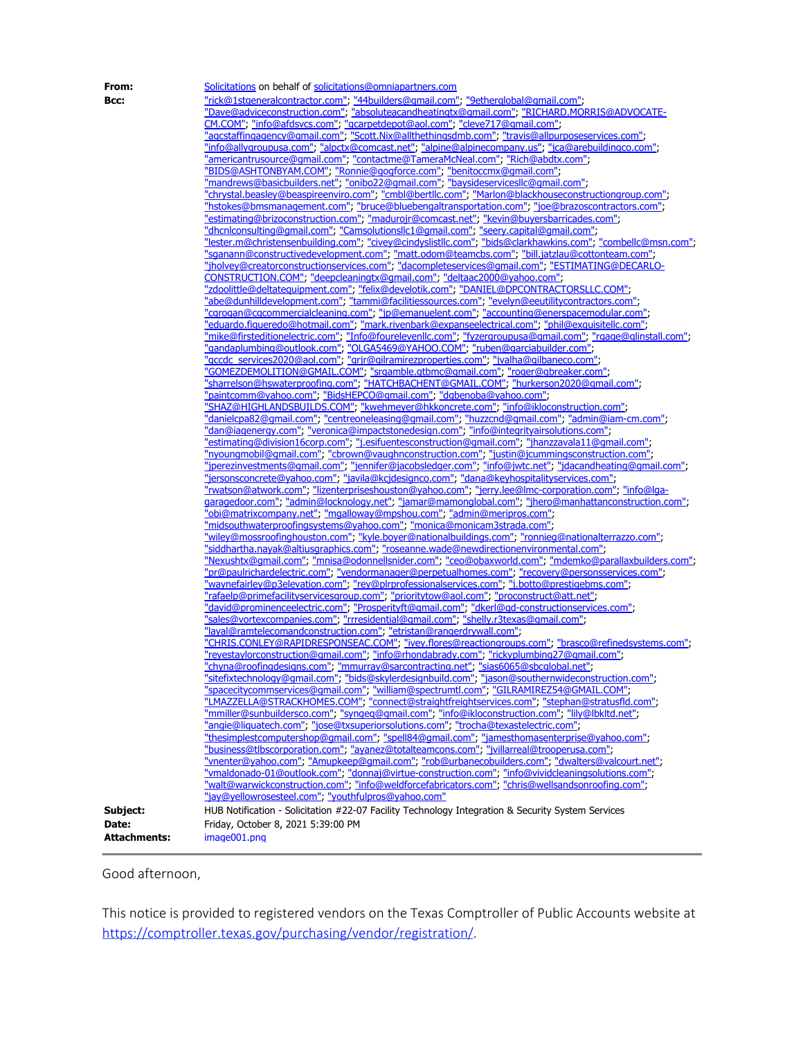**From:** Solicitations on behalf of solicitations@omniapartners.com

**Bcc:** "rick@1stgeneralcontractor.com"; "44builders@gmail.com"; "9etherglobal@gmail.com"; "Dave@adviceconstruction.com"; "absoluteacandheatingtx@gmail.com"; "RICHARD.MORRIS@ADVOCATE-CM.COM"; "info@afdsvcs.com"; "gcarpetdepot@aol.com"; "cleve717@gmail.com"; "agcstaffingagency@gmail.com"; "Scott.Nix@allthethingsdmb.com"; "travis@allpurposeservices.com"; "info@allygroupusa.com"; "alpctx@comcast.net"; "alpine@alpinecompany.us"; "jca@arebuildingco.com"; "americantrusource@gmail.com"; "contactme@TameraMcNeal.com"; "Rich@abdtx.com"; "BIDS@ASHTONBYAM.COM"; "Ronnie@gogforce.com"; "benitoccmx@gmail.com"; "mandrews@basicbuilders.net"; "onibo22@gmail.com"; "baysideservicesllc@gmail.com"; "chrystal.beasley@beaspireenviro.com"; "cmbl@bertllc.com"; "Marlon@blackhouseconstructiongroup.com"; "hstokes@bmsmanagement.com"; "bruce@bluebengaltransportation.com"; "joe@brazoscontractors.com"; "estimating@brizoconstruction.com"; "madurojr@comcast.net"; "kevin@buyersbarricades.com"; "dhcnlconsulting@gmail.com"; "Camsolutionsllc1@gmail.com"; "seery.capital@gmail.com"; "lester.m@christensenbuilding.com"; "civey@cindyslistllc.com"; "bids@clarkhawkins.com"; "combellc@msn.com"; "sganann@constructivedevelopment.com"; "matt.odom@teamcbs.com"; "bill.jatzlau@cottonteam.com"; "jholvey@creatorconstructionservices.com"; "dacompleteservices@gmail.com"; "ESTIMATING@DECARLO-CONSTRUCTION.COM"; "deepcleaningtx@gmail.com"; "deltaac2000@yahoo.com"; "zdoolittle@deltaequipment.com"; "felix@develotik.com"; "DANIEL@DPCONTRACTORSLLC.COM"; "abe@dunhilldevelopment.com"; "tammi@facilitiessources.com"; "evelyn@eeutilitycontractors.com"; "cgrogan@cgcommercialcleaning.com"; "jp@emanuelent.com"; "accounting@enerspacemodular.com"; "eduardo.figueredo@hotmail.com"; "mark.rivenbark@expanseelectrical.com"; "phil@exquisitellc.com"; "mike@firsteditionelectric.com"; "Info@foureleveniic.com"; "fyzergroupusa@gmail.com"; "rgage@glinstall.com"; "gandaplumbing@outlook.com"; "OLGA5469@YAHOO.COM"; "ruben@garciabuilder.com"; "gccdc_services2020@aol.com"; "grjr@gilramirezproperties.com"; "jvalha@gilbaneco.com"; "GOMEZDEMOLITION@GMAIL.COM"; "srgamble.gtbmc@gmail.com"; "roger@gbreaker.com"; "sharrelson@hswaterproofing.com"; "HATCHBACHENT@GMAIL.COM"; "hurkerson2020@gmail.com"; "paintcomm@yahoo.com"; "BidsHEPCO@gmail.com"; "dgbenoba@yahoo.com"; "SHAZ@HIGHLANDSBUILDS.COM"; "kwehmeyer@hkkoncrete.com"; "info@ikloconstruction.com"; "danielcpa82@gmail.com"; "centreoneleasing@gmail.com"; "huzzcnd@gmail.com"; "admin@iam-cm.com"; "dan@iagenergy.com"; "veronica@impactstonedesign.com"; "info@integrityairsolutions.com"; "estimating@division16corp.com"; "j.esifuentesconstruction@gmail.com"; "jhanzzavala11@gmail.com"; "nyoungmobil@gmail.com"; "cbrown@vaughnconstruction.com"; "justin@jcummingsconstruction.com"; "jperezinvestments@gmail.com"; "jennifer@jacobsledger.com"; "info@jwtc.net"; "jdacandheating@gmail.com"; "jersonsconcrete@yahoo.com"; "javila@kcjdesignco.com"; "dana@keyhospitalityservices.com"; "rwatson@atwork.com"; "lizenterpriseshouston@yahoo.com"; "jerry.lee@lmc-corporation.com"; "info@lga-garagedoor.com"; "admin@locknology.net"; "jamar@mamonglobal.com"; "jhero@manhattanconstruction.com"; "obi@matrixcompany.net"; "mgalloway@mpshou.com"; "admin@meripros.com"; "midsouthwaterproofingsystems@yahoo.com"; "monica@monicam3strada.com"; "wiley@mossroofinghouston.com"; "kyle.boyer@nationalbuildings.com"; "ronnieg@nationalterrazzo.com"; "siddhartha.nayak@altiusgraphics.com"; "roseanne.wade@newdirectionenvironmental.com"; "Nexushtx@gmail.com"; "mnisa@odonnellsnider.com"; "ceo@obaxworld.com"; "mdemko@parallaxbuilders.com"; "pr@paulrichardelectric.com"; "vendormanager@perpetualhomes.com"; "recovery@personsservices.com"; "waynefairley@p3elevation.com"; "rey@plrprofessionalservices.com"; "j.botto@prestigebms.com"; "rafaelp@primefacilityservicesgroup.com"; "prioritytow@aol.com"; "proconstruct@att.net"; "david@prominenceelectric.com"; "Prosperityft@gmail.com"; "dkerl@gd-constructionservices.com"; "sales@vortexcompanies.com"; "rrresidential@gmail.com"; "shelly.r3texas@gmail.com"; "laval@ramtelecomandconstruction.com"; "etristan@rangerdrywall.com"; "CHRIS.CONLEY@RAPIDRESPONSEAC.COM"; "ivey.flores@reactiongroups.com"; "brasco@refinedsystems.com"; "reyestaylorconstruction@gmail.com"; "info@rhondabrady.com"; "rickyplumbing27@gmail.com"; "chyna@roofingdesigns.com"; "mmurray@sarcontracting.net"; "sias6065@sbcglobal.net"; "sitefixtechnology@gmail.com"; "bids@skylerdesignbuild.com"; "jason@southernwideconstruction.com"; "spacecitycommservices@gmail.com"; "william@spectrumtl.com"; "GILRAMIREZ54@GMAIL.COM"; "LMAZZELLA@STRACKHOMES.COM"; "connect@straightfreightservices.com"; "stephan@stratusfld.com"; "mmiller@sunbuildersco.com"; "syngeq@gmail.com"; "info@ikloconstruction.com"; "lily@lbkltd.net"; "angie@liquatech.com"; "jose@txsuperiorsolutions.com"; "trocha@texastelectric.com"; "thesimplestcomputershop@gmail.com"; "spell84@gmail.com"; "jamesthomasenterprise@yahoo.com"; "business@tlbscorporation.com"; "ayanez@totalteamcons.com"; "jvillarreal@trooperusa.com"; "vnenter@yahoo.com"; "Amupkeep@gmail.com"; "rob@urbanecobuilders.com"; "dwalters@valcourt.net"; "vmaldonado-01@outlook.com"; "donnaj@virtue-construction.com"; "info@vividcleaningsolutions.com"; "walt@warwickconstruction.com"; "info@weldforcefabricators.com"; "chris@wellsandsonroofing.com"; "jay@yellowrosesteel.com"; "youthfulpros@yahoo.com"

**Subject:** HUB Notification - Solicitation #22-07 Facility Technology Integration & Security System Services

**Date:** Friday, October 8, 2021 5:39:00 PM

**Attachments:** image001.png

---

Good afternoon,

This notice is provided to registered vendors on the Texas Comptroller of Public Accounts website at https://comptroller.texas.gov/purchasing/vendor/registration/.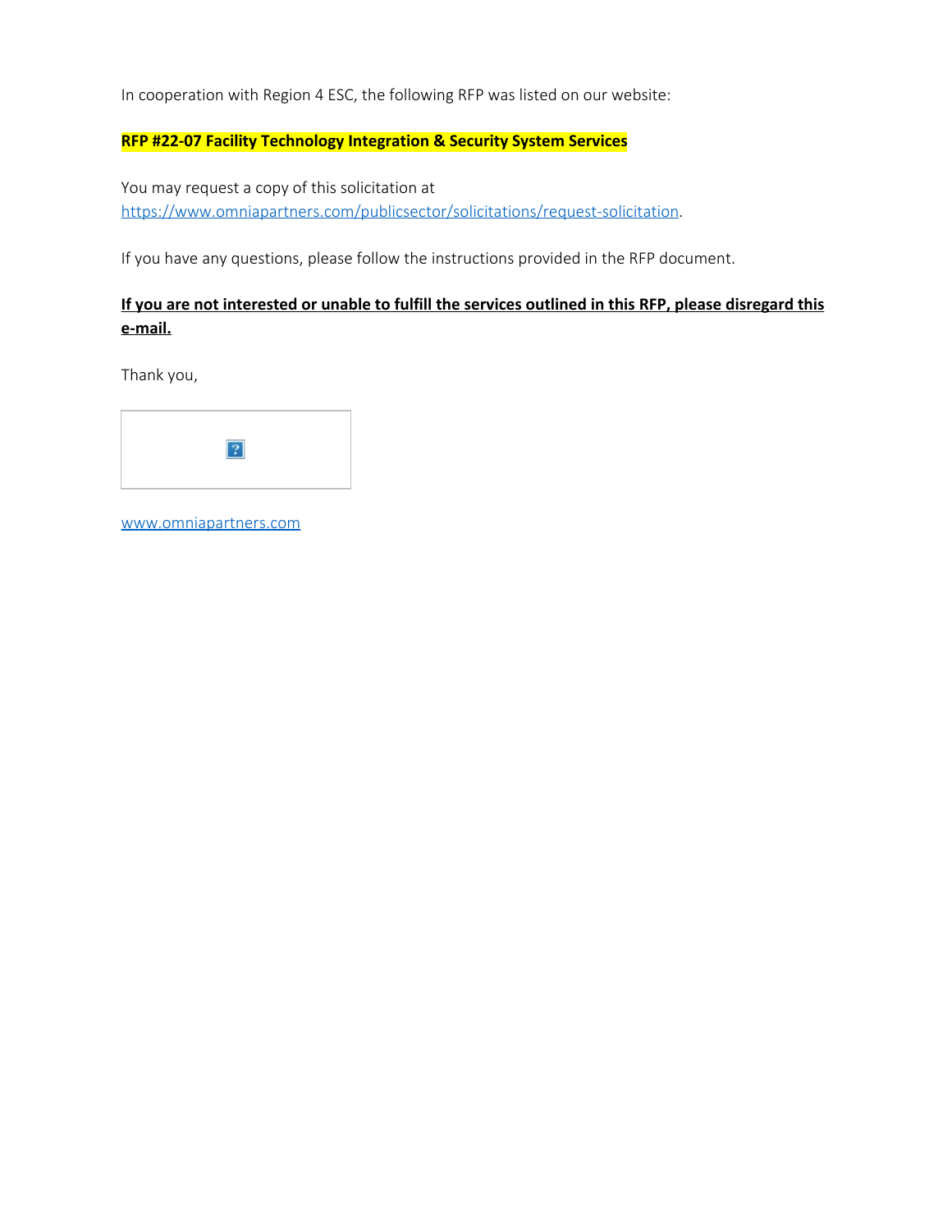In cooperation with Region 4 ESC, the following RFP was listed on our website:

**RFP #22-07 Facility Technology Integration & Security System Services**

You may request a copy of this solicitation at https://www.omniapartners.com/publicsector/solicitations/request-solicitation.

If you have any questions, please follow the instructions provided in the RFP document.

**If you are not interested or unable to fulfill the services outlined in this RFP, please disregard this e-mail.**

Thank you,

www.omniapartners.com